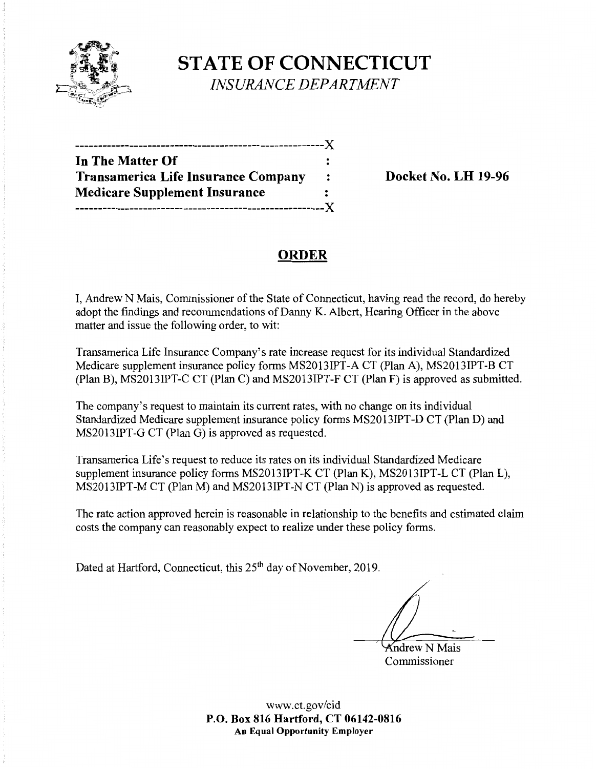# STATE OF CONNECTICUT

*INSURANCE DEPARTMENT*

| | | |
|---|---|---|
| **In The Matter Of** | : | |
| **Transamerica Life Insurance Company** | : | **Docket No. LH 19-96** |
| **Medicare Supplement Insurance** | : | |

## ORDER

I, Andrew N Mais, Commissioner of the State of Connecticut, having read the record, do hereby adopt the findings and recommendations of Danny K. Albert, Hearing Officer in the above matter and issue the following order, to wit:

Transamerica Life Insurance Company's rate increase request for its individual Standardized Medicare supplement insurance policy forms MS2013IPT-A CT (Plan A), MS2013IPT-B CT (Plan B), MS2013IPT-C CT (Plan C) and MS2013IPT-F CT (Plan F) is approved as submitted.

The company's request to maintain its current rates, with no change on its individual Standardized Medicare supplement insurance policy forms MS2013IPT-D CT (Plan D) and MS2013IPT-G CT (Plan G) is approved as requested.

Transamerica Life's request to reduce its rates on its individual Standardized Medicare supplement insurance policy forms MS2013IPT-K CT (Plan K), MS2013IPT-L CT (Plan L), MS2013IPT-M CT (Plan M) and MS2013IPT-N CT (Plan N) is approved as requested.

The rate action approved herein is reasonable in relationship to the benefits and estimated claim costs the company can reasonably expect to realize under these policy forms.

Dated at Hartford, Connecticut, this 25th day of November, 2019.

Andrew N Mais
Commissioner

www.ct.gov/cid
**P.O. Box 816 Hartford, CT 06142-0816**
**An Equal Opportunity Employer**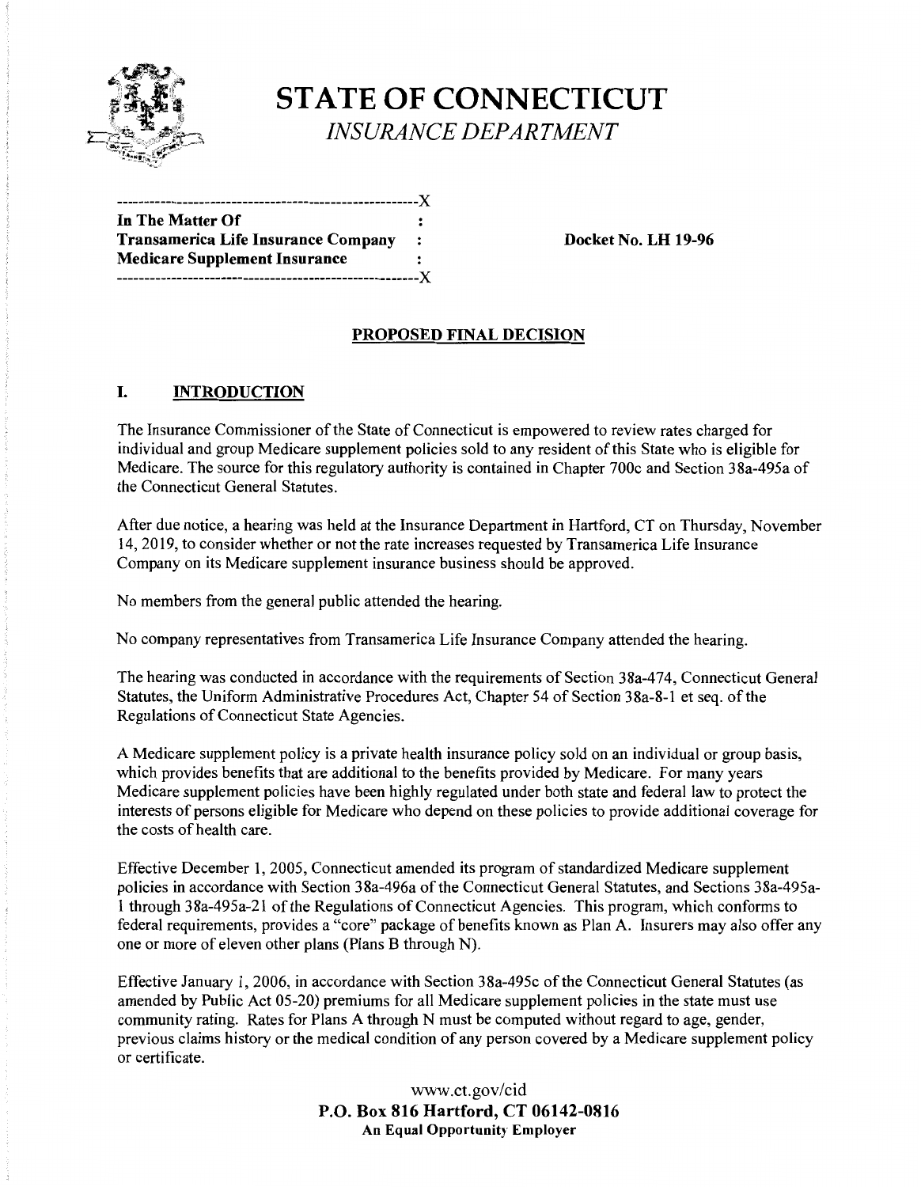# STATE OF CONNECTICUT

*INSURANCE DEPARTMENT*

```
-------------------------------------------------------X
In The Matter Of                                       :
Transamerica Life Insurance Company                    :
Medicare Supplement Insurance                          :
-------------------------------------------------------X
```

**Docket No. LH 19-96**

## PROPOSED FINAL DECISION

### I. INTRODUCTION

The Insurance Commissioner of the State of Connecticut is empowered to review rates charged for individual and group Medicare supplement policies sold to any resident of this State who is eligible for Medicare. The source for this regulatory authority is contained in Chapter 700c and Section 38a-495a of the Connecticut General Statutes.

After due notice, a hearing was held at the Insurance Department in Hartford, CT on Thursday, November 14, 2019, to consider whether or not the rate increases requested by Transamerica Life Insurance Company on its Medicare supplement insurance business should be approved.

No members from the general public attended the hearing.

No company representatives from Transamerica Life Insurance Company attended the hearing.

The hearing was conducted in accordance with the requirements of Section 38a-474, Connecticut General Statutes, the Uniform Administrative Procedures Act, Chapter 54 of Section 38a-8-1 et seq. of the Regulations of Connecticut State Agencies.

A Medicare supplement policy is a private health insurance policy sold on an individual or group basis, which provides benefits that are additional to the benefits provided by Medicare. For many years Medicare supplement policies have been highly regulated under both state and federal law to protect the interests of persons eligible for Medicare who depend on these policies to provide additional coverage for the costs of health care.

Effective December 1, 2005, Connecticut amended its program of standardized Medicare supplement policies in accordance with Section 38a-496a of the Connecticut General Statutes, and Sections 38a-495a-1 through 38a-495a-21 of the Regulations of Connecticut Agencies. This program, which conforms to federal requirements, provides a "core" package of benefits known as Plan A. Insurers may also offer any one or more of eleven other plans (Plans B through N).

Effective January 1, 2006, in accordance with Section 38a-495c of the Connecticut General Statutes (as amended by Public Act 05-20) premiums for all Medicare supplement policies in the state must use community rating. Rates for Plans A through N must be computed without regard to age, gender, previous claims history or the medical condition of any person covered by a Medicare supplement policy or certificate.

www.ct.gov/cid
**P.O. Box 816 Hartford, CT 06142-0816**
**An Equal Opportunity Employer**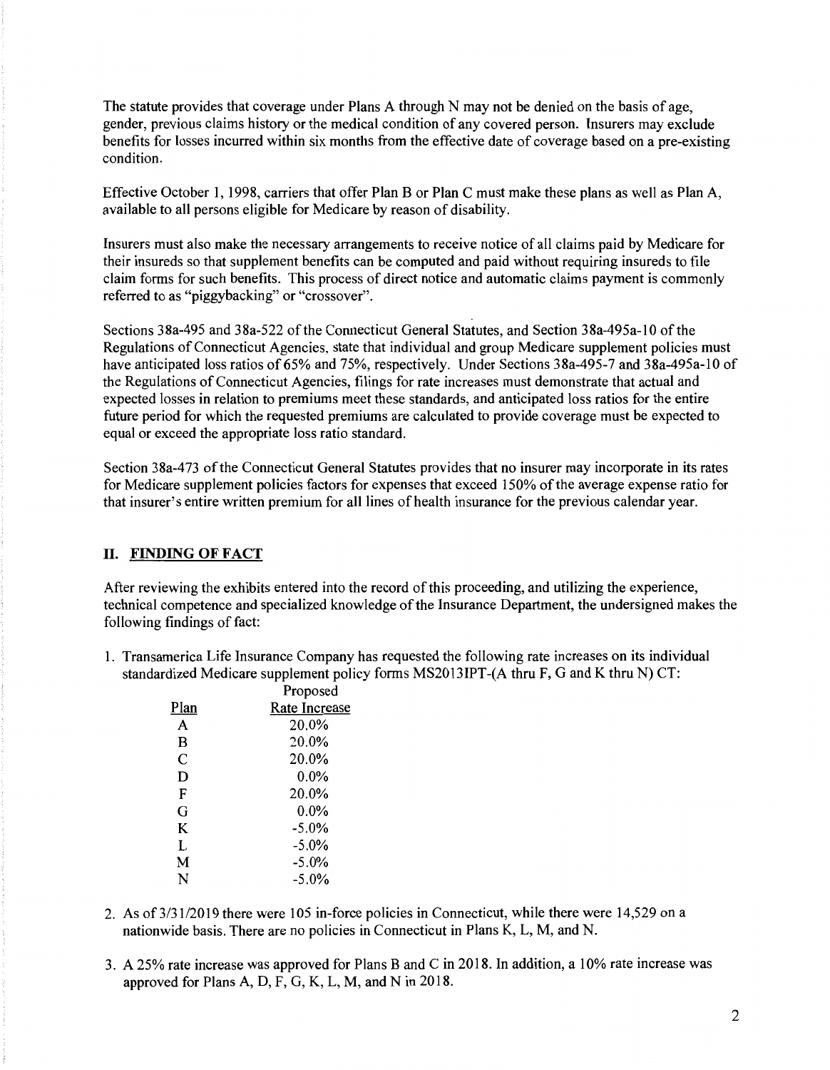The statute provides that coverage under Plans A through N may not be denied on the basis of age, gender, previous claims history or the medical condition of any covered person. Insurers may exclude benefits for losses incurred within six months from the effective date of coverage based on a pre-existing condition.

Effective October 1, 1998, carriers that offer Plan B or Plan C must make these plans as well as Plan A, available to all persons eligible for Medicare by reason of disability.

Insurers must also make the necessary arrangements to receive notice of all claims paid by Medicare for their insureds so that supplement benefits can be computed and paid without requiring insureds to file claim forms for such benefits. This process of direct notice and automatic claims payment is commonly referred to as "piggybacking" or "crossover".

Sections 38a-495 and 38a-522 of the Connecticut General Statutes, and Section 38a-495a-10 of the Regulations of Connecticut Agencies, state that individual and group Medicare supplement policies must have anticipated loss ratios of 65% and 75%, respectively. Under Sections 38a-495-7 and 38a-495a-10 of the Regulations of Connecticut Agencies, filings for rate increases must demonstrate that actual and expected losses in relation to premiums meet these standards, and anticipated loss ratios for the entire future period for which the requested premiums are calculated to provide coverage must be expected to equal or exceed the appropriate loss ratio standard.

Section 38a-473 of the Connecticut General Statutes provides that no insurer may incorporate in its rates for Medicare supplement policies factors for expenses that exceed 150% of the average expense ratio for that insurer's entire written premium for all lines of health insurance for the previous calendar year.

## II. FINDING OF FACT

After reviewing the exhibits entered into the record of this proceeding, and utilizing the experience, technical competence and specialized knowledge of the Insurance Department, the undersigned makes the following findings of fact:

1. Transamerica Life Insurance Company has requested the following rate increases on its individual standardized Medicare supplement policy forms MS2013IPT-(A thru F, G and K thru N) CT:

| Plan | Proposed Rate Increase |
|---|---|
| A | 20.0% |
| B | 20.0% |
| C | 20.0% |
| D | 0.0% |
| F | 20.0% |
| G | 0.0% |
| K | -5.0% |
| L | -5.0% |
| M | -5.0% |
| N | -5.0% |

2. As of 3/31/2019 there were 105 in-force policies in Connecticut, while there were 14,529 on a nationwide basis. There are no policies in Connecticut in Plans K, L, M, and N.

3. A 25% rate increase was approved for Plans B and C in 2018. In addition, a 10% rate increase was approved for Plans A, D, F, G, K, L, M, and N in 2018.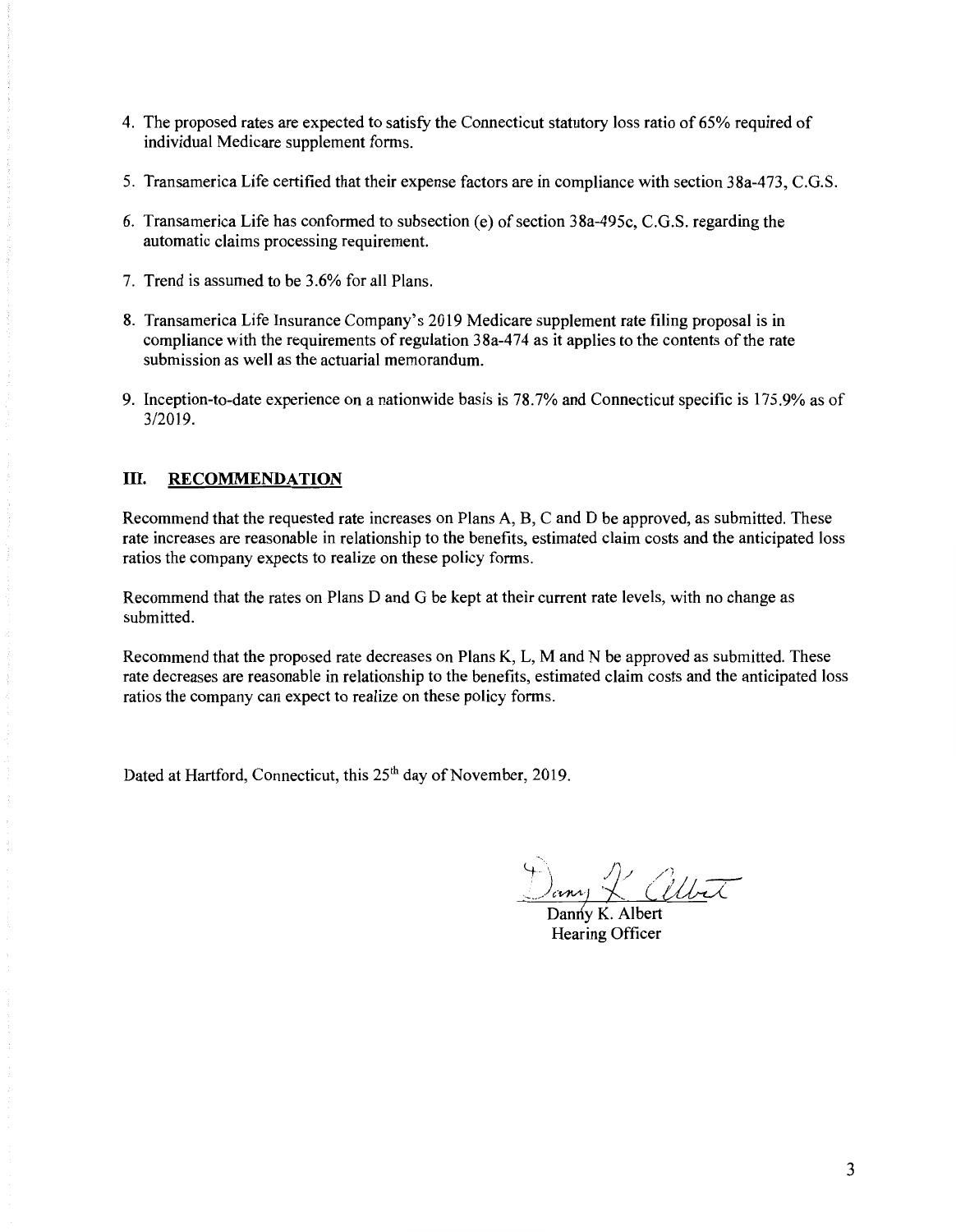4. The proposed rates are expected to satisfy the Connecticut statutory loss ratio of 65% required of individual Medicare supplement forms.

5. Transamerica Life certified that their expense factors are in compliance with section 38a-473, C.G.S.

6. Transamerica Life has conformed to subsection (e) of section 38a-495c, C.G.S. regarding the automatic claims processing requirement.

7. Trend is assumed to be 3.6% for all Plans.

8. Transamerica Life Insurance Company's 2019 Medicare supplement rate filing proposal is in compliance with the requirements of regulation 38a-474 as it applies to the contents of the rate submission as well as the actuarial memorandum.

9. Inception-to-date experience on a nationwide basis is 78.7% and Connecticut specific is 175.9% as of 3/2019.

## III. RECOMMENDATION

Recommend that the requested rate increases on Plans A, B, C and D be approved, as submitted. These rate increases are reasonable in relationship to the benefits, estimated claim costs and the anticipated loss ratios the company expects to realize on these policy forms.

Recommend that the rates on Plans D and G be kept at their current rate levels, with no change as submitted.

Recommend that the proposed rate decreases on Plans K, L, M and N be approved as submitted. These rate decreases are reasonable in relationship to the benefits, estimated claim costs and the anticipated loss ratios the company can expect to realize on these policy forms.

Dated at Hartford, Connecticut, this 25th day of November, 2019.

Danny K. Albert
Hearing Officer